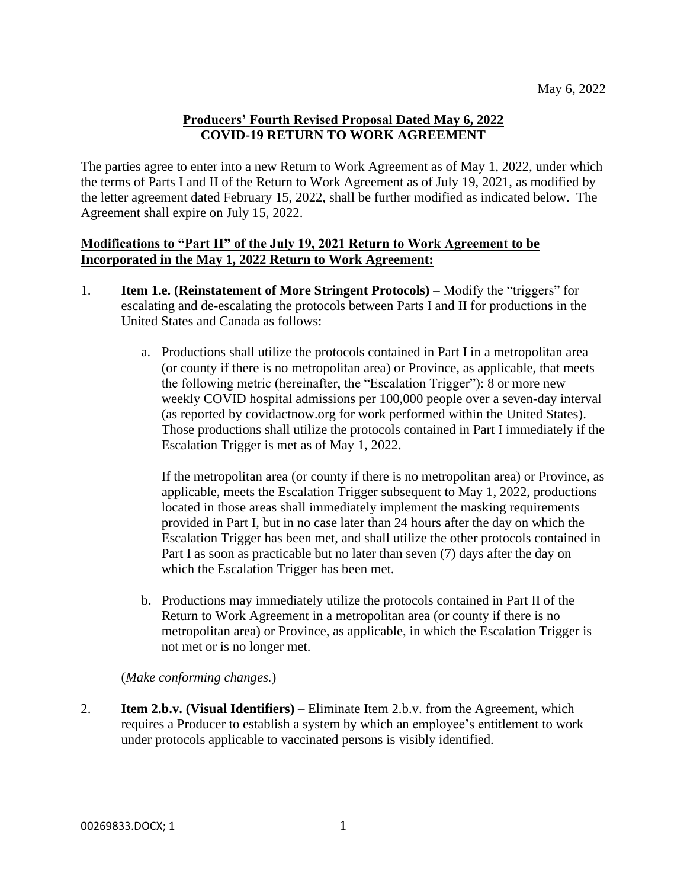May 6, 2022

**Producers' Fourth Revised Proposal Dated May 6, 2022**
**COVID-19 RETURN TO WORK AGREEMENT**

The parties agree to enter into a new Return to Work Agreement as of May 1, 2022, under which the terms of Parts I and II of the Return to Work Agreement as of July 19, 2021, as modified by the letter agreement dated February 15, 2022, shall be further modified as indicated below. The Agreement shall expire on July 15, 2022.

**Modifications to "Part II" of the July 19, 2021 Return to Work Agreement to be Incorporated in the May 1, 2022 Return to Work Agreement:**

1. **Item 1.e. (Reinstatement of More Stringent Protocols)** – Modify the "triggers" for escalating and de-escalating the protocols between Parts I and II for productions in the United States and Canada as follows:

   a. Productions shall utilize the protocols contained in Part I in a metropolitan area (or county if there is no metropolitan area) or Province, as applicable, that meets the following metric (hereinafter, the "Escalation Trigger"): 8 or more new weekly COVID hospital admissions per 100,000 people over a seven-day interval (as reported by covidactnow.org for work performed within the United States). Those productions shall utilize the protocols contained in Part I immediately if the Escalation Trigger is met as of May 1, 2022.

      If the metropolitan area (or county if there is no metropolitan area) or Province, as applicable, meets the Escalation Trigger subsequent to May 1, 2022, productions located in those areas shall immediately implement the masking requirements provided in Part I, but in no case later than 24 hours after the day on which the Escalation Trigger has been met, and shall utilize the other protocols contained in Part I as soon as practicable but no later than seven (7) days after the day on which the Escalation Trigger has been met.

   b. Productions may immediately utilize the protocols contained in Part II of the Return to Work Agreement in a metropolitan area (or county if there is no metropolitan area) or Province, as applicable, in which the Escalation Trigger is not met or is no longer met.

   (*Make conforming changes.*)

2. **Item 2.b.v. (Visual Identifiers)** – Eliminate Item 2.b.v. from the Agreement, which requires a Producer to establish a system by which an employee's entitlement to work under protocols applicable to vaccinated persons is visibly identified.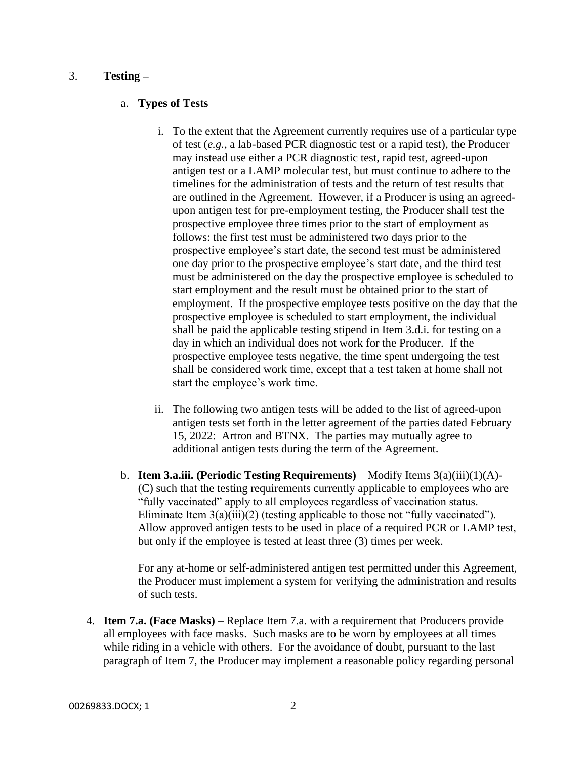3. **Testing –**

   a. **Types of Tests** –

      i. To the extent that the Agreement currently requires use of a particular type of test (*e.g.*, a lab-based PCR diagnostic test or a rapid test), the Producer may instead use either a PCR diagnostic test, rapid test, agreed-upon antigen test or a LAMP molecular test, but must continue to adhere to the timelines for the administration of tests and the return of test results that are outlined in the Agreement. However, if a Producer is using an agreed-upon antigen test for pre-employment testing, the Producer shall test the prospective employee three times prior to the start of employment as follows: the first test must be administered two days prior to the prospective employee's start date, the second test must be administered one day prior to the prospective employee's start date, and the third test must be administered on the day the prospective employee is scheduled to start employment and the result must be obtained prior to the start of employment. If the prospective employee tests positive on the day that the prospective employee is scheduled to start employment, the individual shall be paid the applicable testing stipend in Item 3.d.i. for testing on a day in which an individual does not work for the Producer. If the prospective employee tests negative, the time spent undergoing the test shall be considered work time, except that a test taken at home shall not start the employee's work time.

      ii. The following two antigen tests will be added to the list of agreed-upon antigen tests set forth in the letter agreement of the parties dated February 15, 2022: Artron and BTNX. The parties may mutually agree to additional antigen tests during the term of the Agreement.

   b. **Item 3.a.iii. (Periodic Testing Requirements)** – Modify Items 3(a)(iii)(1)(A)-(C) such that the testing requirements currently applicable to employees who are "fully vaccinated" apply to all employees regardless of vaccination status. Eliminate Item 3(a)(iii)(2) (testing applicable to those not "fully vaccinated"). Allow approved antigen tests to be used in place of a required PCR or LAMP test, but only if the employee is tested at least three (3) times per week.

      For any at-home or self-administered antigen test permitted under this Agreement, the Producer must implement a system for verifying the administration and results of such tests.

4. **Item 7.a. (Face Masks)** – Replace Item 7.a. with a requirement that Producers provide all employees with face masks. Such masks are to be worn by employees at all times while riding in a vehicle with others. For the avoidance of doubt, pursuant to the last paragraph of Item 7, the Producer may implement a reasonable policy regarding personal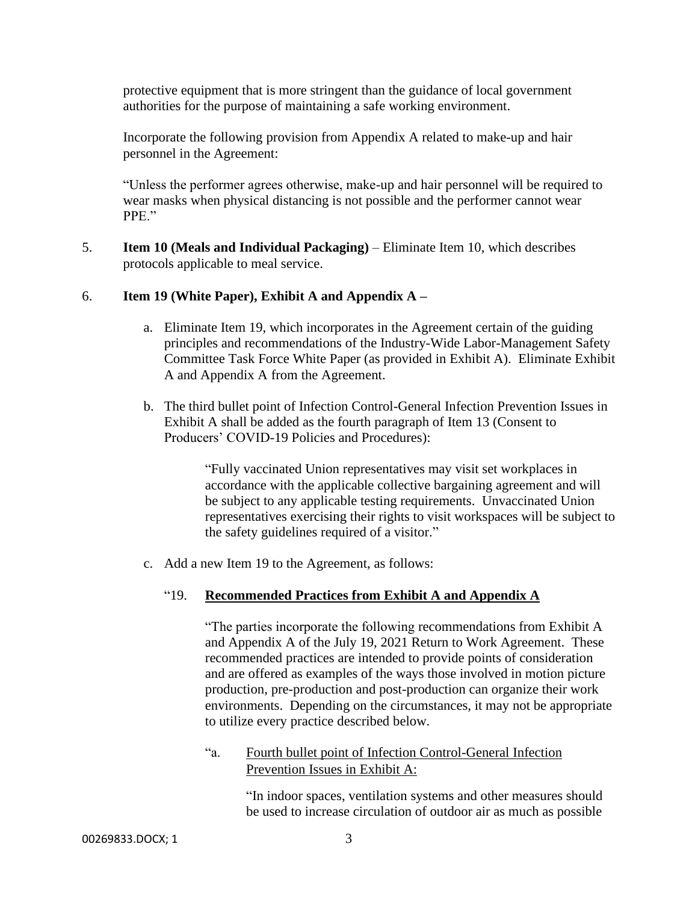protective equipment that is more stringent than the guidance of local government authorities for the purpose of maintaining a safe working environment.

Incorporate the following provision from Appendix A related to make-up and hair personnel in the Agreement:

"Unless the performer agrees otherwise, make-up and hair personnel will be required to wear masks when physical distancing is not possible and the performer cannot wear PPE."

5. **Item 10 (Meals and Individual Packaging)** – Eliminate Item 10, which describes protocols applicable to meal service.

6. **Item 19 (White Paper), Exhibit A and Appendix A –**

   a. Eliminate Item 19, which incorporates in the Agreement certain of the guiding principles and recommendations of the Industry-Wide Labor-Management Safety Committee Task Force White Paper (as provided in Exhibit A). Eliminate Exhibit A and Appendix A from the Agreement.

   b. The third bullet point of Infection Control-General Infection Prevention Issues in Exhibit A shall be added as the fourth paragraph of Item 13 (Consent to Producers' COVID-19 Policies and Procedures):

      "Fully vaccinated Union representatives may visit set workplaces in accordance with the applicable collective bargaining agreement and will be subject to any applicable testing requirements. Unvaccinated Union representatives exercising their rights to visit workspaces will be subject to the safety guidelines required of a visitor."

   c. Add a new Item 19 to the Agreement, as follows:

      "19. **Recommended Practices from Exhibit A and Appendix A**

      "The parties incorporate the following recommendations from Exhibit A and Appendix A of the July 19, 2021 Return to Work Agreement. These recommended practices are intended to provide points of consideration and are offered as examples of the ways those involved in motion picture production, pre-production and post-production can organize their work environments. Depending on the circumstances, it may not be appropriate to utilize every practice described below.

      "a. Fourth bullet point of Infection Control-General Infection Prevention Issues in Exhibit A:

      "In indoor spaces, ventilation systems and other measures should be used to increase circulation of outdoor air as much as possible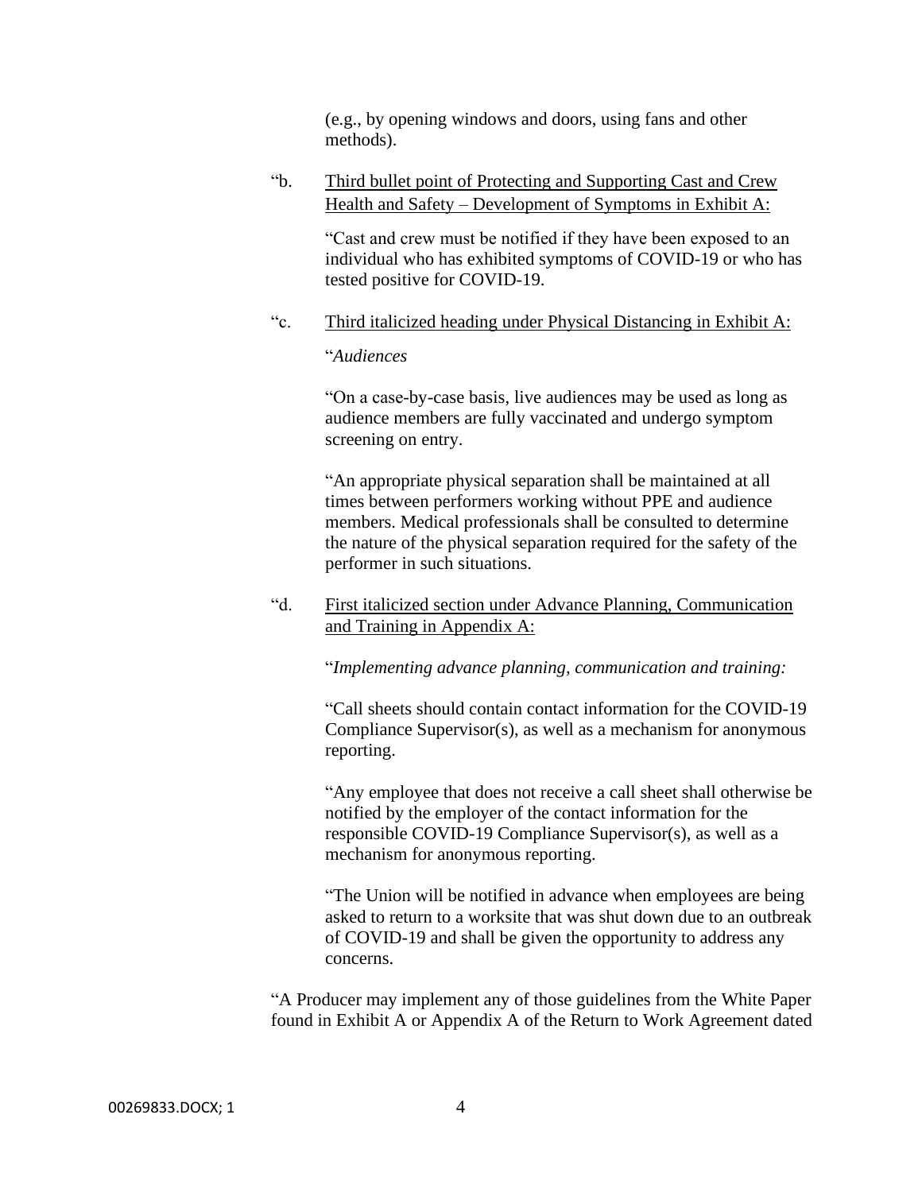(e.g., by opening windows and doors, using fans and other methods).

"b. Third bullet point of Protecting and Supporting Cast and Crew Health and Safety – Development of Symptoms in Exhibit A:

"Cast and crew must be notified if they have been exposed to an individual who has exhibited symptoms of COVID-19 or who has tested positive for COVID-19.

"c. Third italicized heading under Physical Distancing in Exhibit A:

"*Audiences*

"On a case-by-case basis, live audiences may be used as long as audience members are fully vaccinated and undergo symptom screening on entry.

"An appropriate physical separation shall be maintained at all times between performers working without PPE and audience members. Medical professionals shall be consulted to determine the nature of the physical separation required for the safety of the performer in such situations.

"d. First italicized section under Advance Planning, Communication and Training in Appendix A:

"*Implementing advance planning, communication and training:*

"Call sheets should contain contact information for the COVID-19 Compliance Supervisor(s), as well as a mechanism for anonymous reporting.

"Any employee that does not receive a call sheet shall otherwise be notified by the employer of the contact information for the responsible COVID-19 Compliance Supervisor(s), as well as a mechanism for anonymous reporting.

"The Union will be notified in advance when employees are being asked to return to a worksite that was shut down due to an outbreak of COVID-19 and shall be given the opportunity to address any concerns.

"A Producer may implement any of those guidelines from the White Paper found in Exhibit A or Appendix A of the Return to Work Agreement dated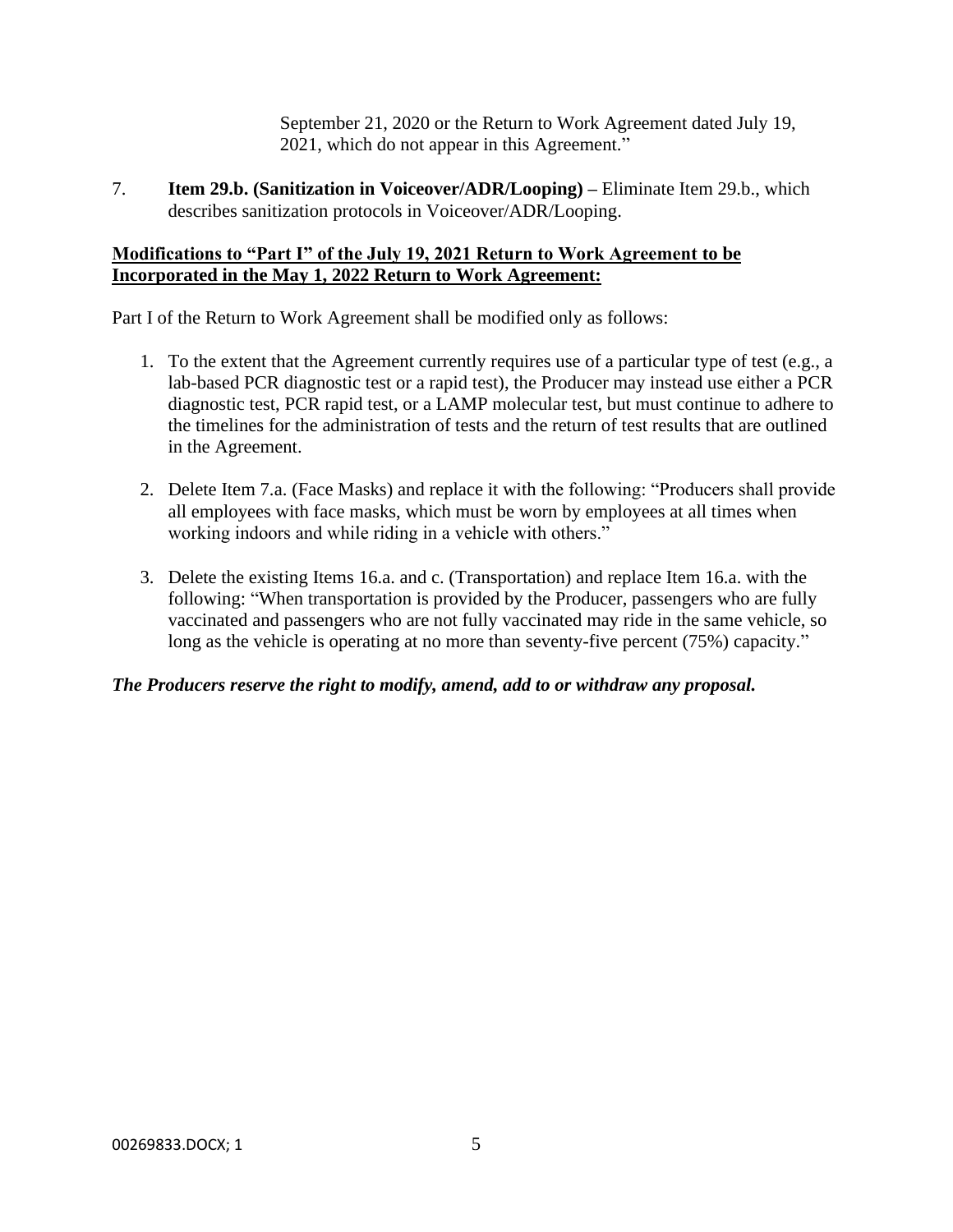September 21, 2020 or the Return to Work Agreement dated July 19, 2021, which do not appear in this Agreement."

7. **Item 29.b. (Sanitization in Voiceover/ADR/Looping) –** Eliminate Item 29.b., which describes sanitization protocols in Voiceover/ADR/Looping.

**<u>Modifications to "Part I" of the July 19, 2021 Return to Work Agreement to be Incorporated in the May 1, 2022 Return to Work Agreement:</u>**

Part I of the Return to Work Agreement shall be modified only as follows:

1. To the extent that the Agreement currently requires use of a particular type of test (e.g., a lab-based PCR diagnostic test or a rapid test), the Producer may instead use either a PCR diagnostic test, PCR rapid test, or a LAMP molecular test, but must continue to adhere to the timelines for the administration of tests and the return of test results that are outlined in the Agreement.

2. Delete Item 7.a. (Face Masks) and replace it with the following: "Producers shall provide all employees with face masks, which must be worn by employees at all times when working indoors and while riding in a vehicle with others."

3. Delete the existing Items 16.a. and c. (Transportation) and replace Item 16.a. with the following: "When transportation is provided by the Producer, passengers who are fully vaccinated and passengers who are not fully vaccinated may ride in the same vehicle, so long as the vehicle is operating at no more than seventy-five percent (75%) capacity."

***The Producers reserve the right to modify, amend, add to or withdraw any proposal.***

00269833.DOCX; 1